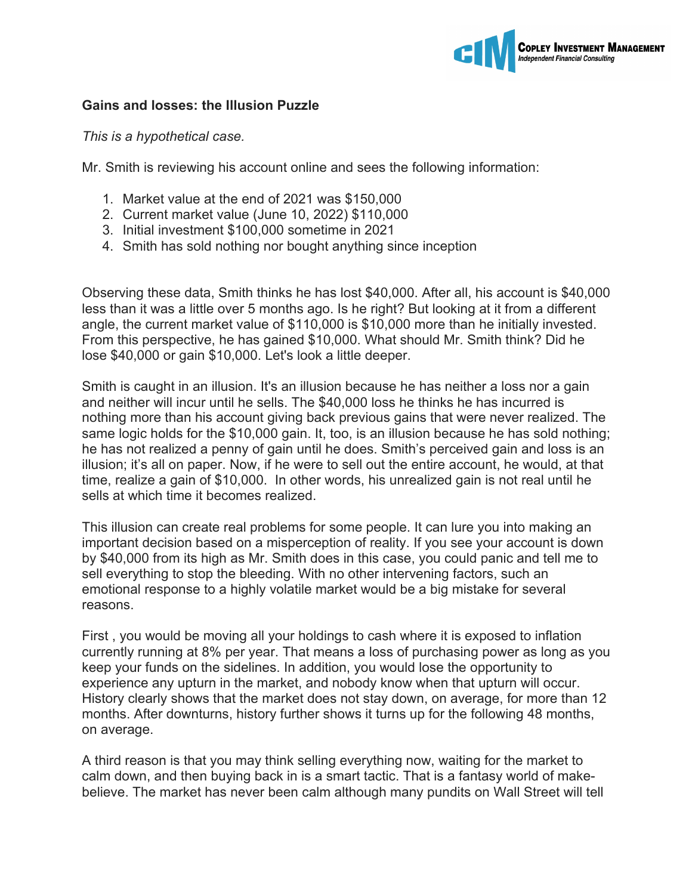**Gains and losses: the Illusion Puzzle**

*This is a hypothetical case.*

Mr. Smith is reviewing his account online and sees the following information:

1. Market value at the end of 2021 was $150,000
2. Current market value (June 10, 2022) $110,000
3. Initial investment $100,000 sometime in 2021
4. Smith has sold nothing nor bought anything since inception

Observing these data, Smith thinks he has lost $40,000. After all, his account is $40,000 less than it was a little over 5 months ago. Is he right? But looking at it from a different angle, the current market value of $110,000 is $10,000 more than he initially invested. From this perspective, he has gained $10,000. What should Mr. Smith think? Did he lose $40,000 or gain $10,000. Let's look a little deeper.

Smith is caught in an illusion. It's an illusion because he has neither a loss nor a gain and neither will incur until he sells. The $40,000 loss he thinks he has incurred is nothing more than his account giving back previous gains that were never realized. The same logic holds for the $10,000 gain. It, too, is an illusion because he has sold nothing; he has not realized a penny of gain until he does. Smith's perceived gain and loss is an illusion; it's all on paper. Now, if he were to sell out the entire account, he would, at that time, realize a gain of $10,000. In other words, his unrealized gain is not real until he sells at which time it becomes realized.

This illusion can create real problems for some people. It can lure you into making an important decision based on a misperception of reality. If you see your account is down by $40,000 from its high as Mr. Smith does in this case, you could panic and tell me to sell everything to stop the bleeding. With no other intervening factors, such an emotional response to a highly volatile market would be a big mistake for several reasons.

First , you would be moving all your holdings to cash where it is exposed to inflation currently running at 8% per year. That means a loss of purchasing power as long as you keep your funds on the sidelines. In addition, you would lose the opportunity to experience any upturn in the market, and nobody know when that upturn will occur. History clearly shows that the market does not stay down, on average, for more than 12 months. After downturns, history further shows it turns up for the following 48 months, on average.

A third reason is that you may think selling everything now, waiting for the market to calm down, and then buying back in is a smart tactic. That is a fantasy world of make-believe. The market has never been calm although many pundits on Wall Street will tell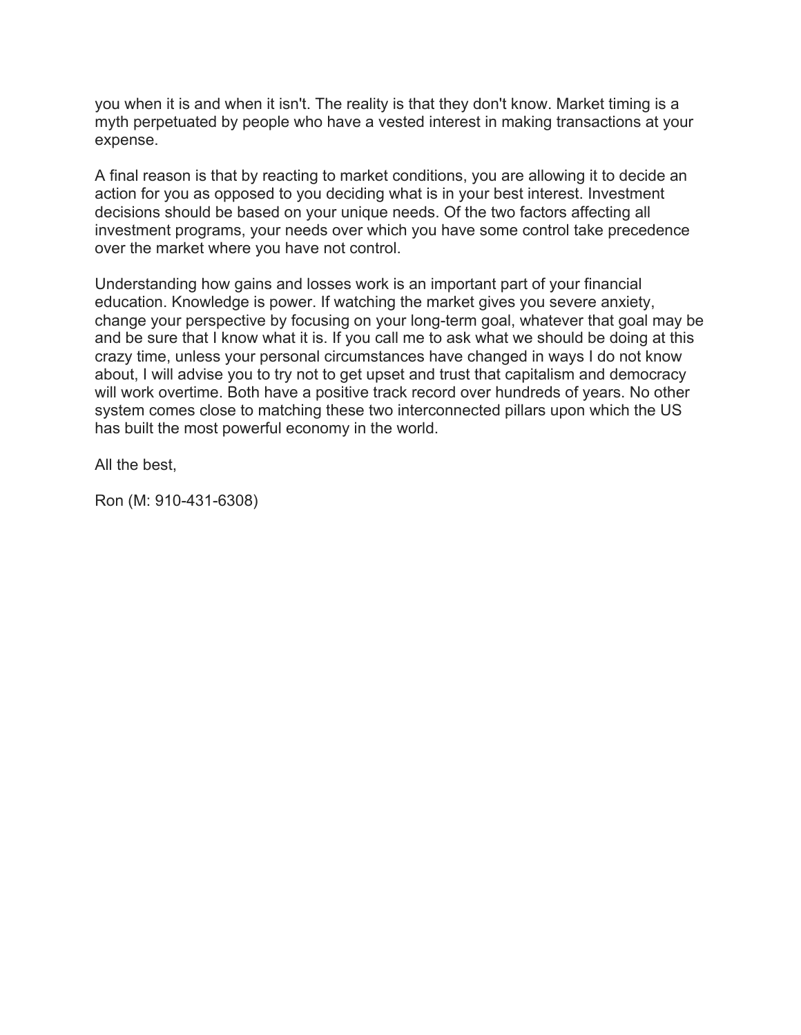you when it is and when it isn't. The reality is that they don't know. Market timing is a myth perpetuated by people who have a vested interest in making transactions at your expense.

A final reason is that by reacting to market conditions, you are allowing it to decide an action for you as opposed to you deciding what is in your best interest. Investment decisions should be based on your unique needs. Of the two factors affecting all investment programs, your needs over which you have some control take precedence over the market where you have not control.

Understanding how gains and losses work is an important part of your financial education. Knowledge is power. If watching the market gives you severe anxiety, change your perspective by focusing on your long-term goal, whatever that goal may be and be sure that I know what it is. If you call me to ask what we should be doing at this crazy time, unless your personal circumstances have changed in ways I do not know about, I will advise you to try not to get upset and trust that capitalism and democracy will work overtime. Both have a positive track record over hundreds of years. No other system comes close to matching these two interconnected pillars upon which the US has built the most powerful economy in the world.

All the best,

Ron (M: 910-431-6308)